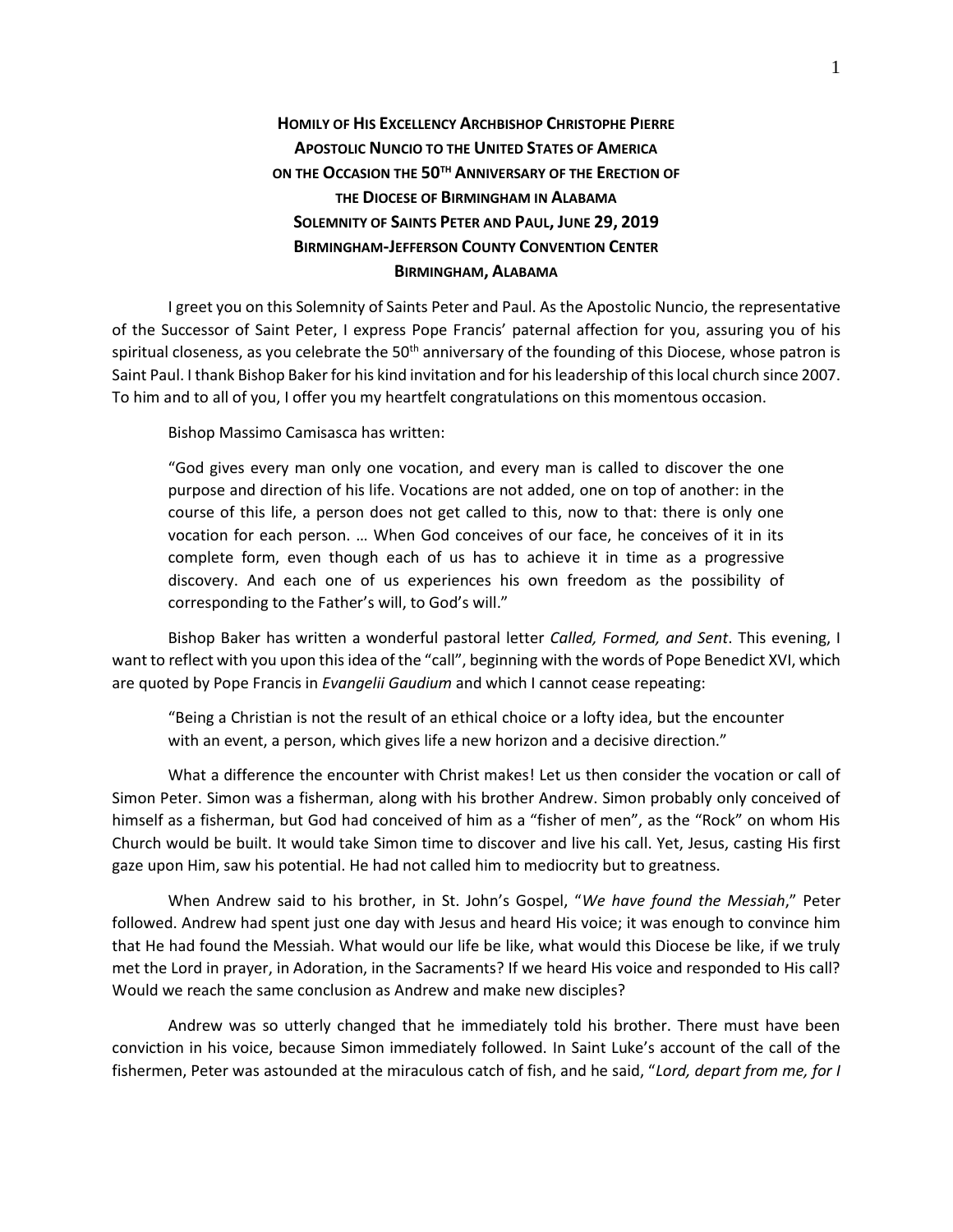# Homily of His Excellency Archbishop Christophe Pierre
# Apostolic Nuncio to the United States of America
# on the Occasion the 50th Anniversary of the Erection of the Diocese of Birmingham in Alabama
# Solemnity of Saints Peter and Paul, June 29, 2019
# Birmingham-Jefferson County Convention Center
# Birmingham, Alabama

I greet you on this Solemnity of Saints Peter and Paul. As the Apostolic Nuncio, the representative of the Successor of Saint Peter, I express Pope Francis' paternal affection for you, assuring you of his spiritual closeness, as you celebrate the 50th anniversary of the founding of this Diocese, whose patron is Saint Paul. I thank Bishop Baker for his kind invitation and for his leadership of this local church since 2007. To him and to all of you, I offer you my heartfelt congratulations on this momentous occasion.

Bishop Massimo Camisasca has written:

> "God gives every man only one vocation, and every man is called to discover the one purpose and direction of his life. Vocations are not added, one on top of another: in the course of this life, a person does not get called to this, now to that: there is only one vocation for each person. … When God conceives of our face, he conceives of it in its complete form, even though each of us has to achieve it in time as a progressive discovery. And each one of us experiences his own freedom as the possibility of corresponding to the Father's will, to God's will."

Bishop Baker has written a wonderful pastoral letter *Called, Formed, and Sent*. This evening, I want to reflect with you upon this idea of the "call", beginning with the words of Pope Benedict XVI, which are quoted by Pope Francis in *Evangelii Gaudium* and which I cannot cease repeating:

> "Being a Christian is not the result of an ethical choice or a lofty idea, but the encounter with an event, a person, which gives life a new horizon and a decisive direction."

What a difference the encounter with Christ makes! Let us then consider the vocation or call of Simon Peter. Simon was a fisherman, along with his brother Andrew. Simon probably only conceived of himself as a fisherman, but God had conceived of him as a "fisher of men", as the "Rock" on whom His Church would be built. It would take Simon time to discover and live his call. Yet, Jesus, casting His first gaze upon Him, saw his potential. He had not called him to mediocrity but to greatness.

When Andrew said to his brother, in St. John's Gospel, "*We have found the Messiah*," Peter followed. Andrew had spent just one day with Jesus and heard His voice; it was enough to convince him that He had found the Messiah. What would our life be like, what would this Diocese be like, if we truly met the Lord in prayer, in Adoration, in the Sacraments? If we heard His voice and responded to His call? Would we reach the same conclusion as Andrew and make new disciples?

Andrew was so utterly changed that he immediately told his brother. There must have been conviction in his voice, because Simon immediately followed. In Saint Luke's account of the call of the fishermen, Peter was astounded at the miraculous catch of fish, and he said, "*Lord, depart from me, for I*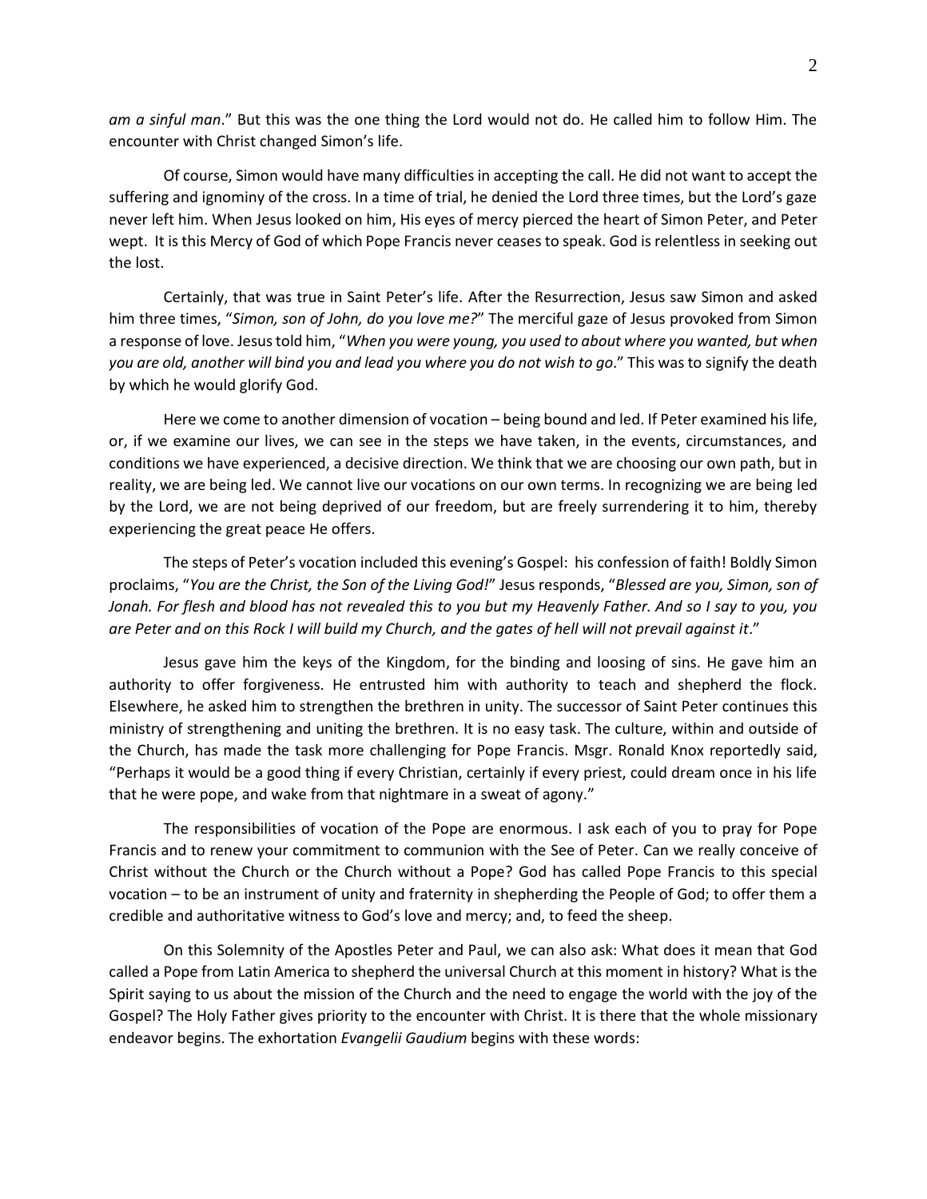*am a sinful man*." But this was the one thing the Lord would not do. He called him to follow Him. The encounter with Christ changed Simon's life.

Of course, Simon would have many difficulties in accepting the call. He did not want to accept the suffering and ignominy of the cross. In a time of trial, he denied the Lord three times, but the Lord's gaze never left him. When Jesus looked on him, His eyes of mercy pierced the heart of Simon Peter, and Peter wept. It is this Mercy of God of which Pope Francis never ceases to speak. God is relentless in seeking out the lost.

Certainly, that was true in Saint Peter's life. After the Resurrection, Jesus saw Simon and asked him three times, "*Simon, son of John, do you love me?*" The merciful gaze of Jesus provoked from Simon a response of love. Jesus told him, "*When you were young, you used to about where you wanted, but when you are old, another will bind you and lead you where you do not wish to go*." This was to signify the death by which he would glorify God.

Here we come to another dimension of vocation – being bound and led. If Peter examined his life, or, if we examine our lives, we can see in the steps we have taken, in the events, circumstances, and conditions we have experienced, a decisive direction. We think that we are choosing our own path, but in reality, we are being led. We cannot live our vocations on our own terms. In recognizing we are being led by the Lord, we are not being deprived of our freedom, but are freely surrendering it to him, thereby experiencing the great peace He offers.

The steps of Peter's vocation included this evening's Gospel: his confession of faith! Boldly Simon proclaims, "*You are the Christ, the Son of the Living God!*" Jesus responds, "*Blessed are you, Simon, son of Jonah. For flesh and blood has not revealed this to you but my Heavenly Father. And so I say to you, you are Peter and on this Rock I will build my Church, and the gates of hell will not prevail against it*."

Jesus gave him the keys of the Kingdom, for the binding and loosing of sins. He gave him an authority to offer forgiveness. He entrusted him with authority to teach and shepherd the flock. Elsewhere, he asked him to strengthen the brethren in unity. The successor of Saint Peter continues this ministry of strengthening and uniting the brethren. It is no easy task. The culture, within and outside of the Church, has made the task more challenging for Pope Francis. Msgr. Ronald Knox reportedly said, "Perhaps it would be a good thing if every Christian, certainly if every priest, could dream once in his life that he were pope, and wake from that nightmare in a sweat of agony."

The responsibilities of vocation of the Pope are enormous. I ask each of you to pray for Pope Francis and to renew your commitment to communion with the See of Peter. Can we really conceive of Christ without the Church or the Church without a Pope? God has called Pope Francis to this special vocation – to be an instrument of unity and fraternity in shepherding the People of God; to offer them a credible and authoritative witness to God's love and mercy; and, to feed the sheep.

On this Solemnity of the Apostles Peter and Paul, we can also ask: What does it mean that God called a Pope from Latin America to shepherd the universal Church at this moment in history? What is the Spirit saying to us about the mission of the Church and the need to engage the world with the joy of the Gospel? The Holy Father gives priority to the encounter with Christ. It is there that the whole missionary endeavor begins. The exhortation *Evangelii Gaudium* begins with these words: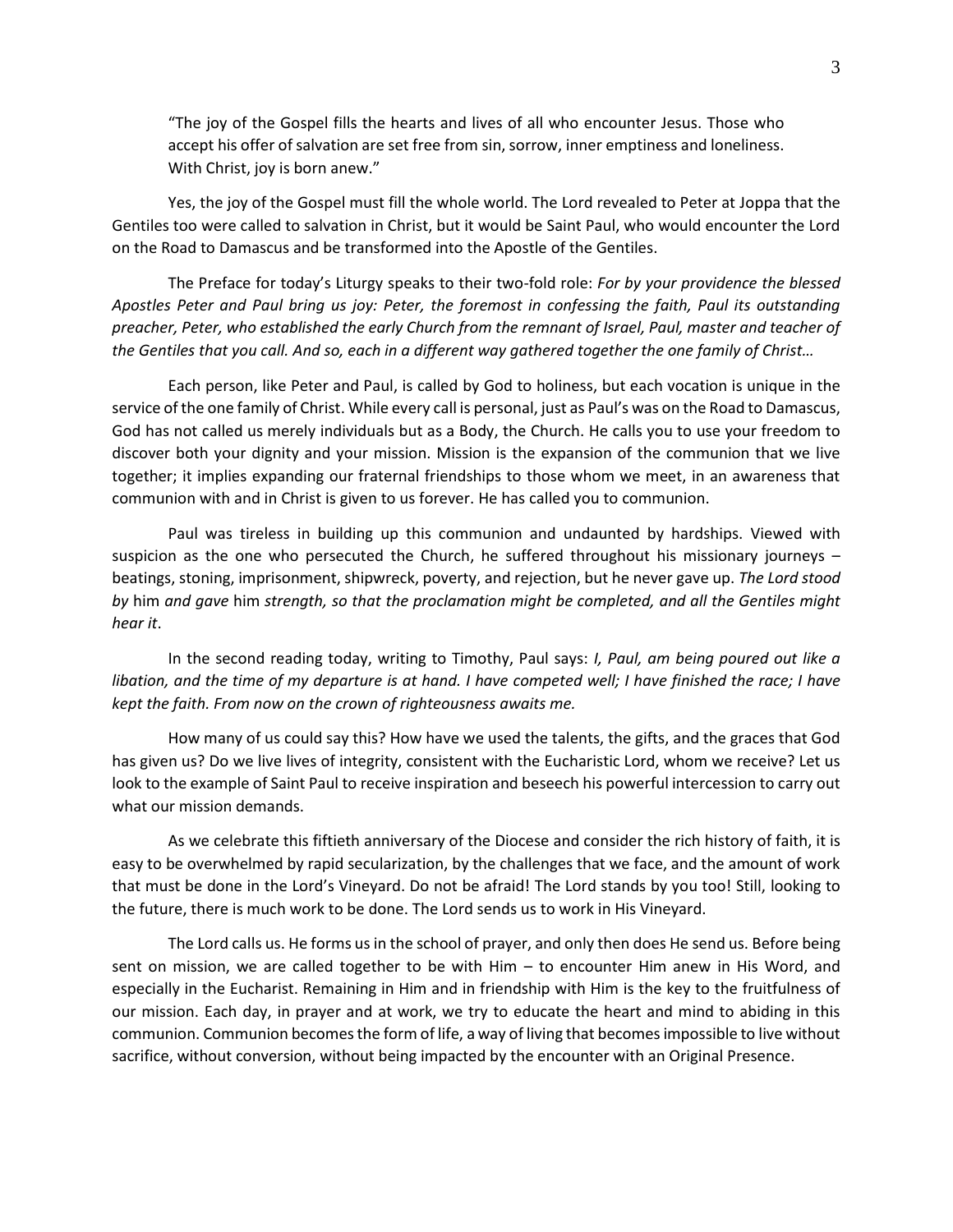"The joy of the Gospel fills the hearts and lives of all who encounter Jesus. Those who accept his offer of salvation are set free from sin, sorrow, inner emptiness and loneliness. With Christ, joy is born anew."

Yes, the joy of the Gospel must fill the whole world. The Lord revealed to Peter at Joppa that the Gentiles too were called to salvation in Christ, but it would be Saint Paul, who would encounter the Lord on the Road to Damascus and be transformed into the Apostle of the Gentiles.

The Preface for today's Liturgy speaks to their two-fold role: *For by your providence the blessed Apostles Peter and Paul bring us joy: Peter, the foremost in confessing the faith, Paul its outstanding preacher, Peter, who established the early Church from the remnant of Israel, Paul, master and teacher of the Gentiles that you call. And so, each in a different way gathered together the one family of Christ…*

Each person, like Peter and Paul, is called by God to holiness, but each vocation is unique in the service of the one family of Christ. While every call is personal, just as Paul's was on the Road to Damascus, God has not called us merely individuals but as a Body, the Church. He calls you to use your freedom to discover both your dignity and your mission. Mission is the expansion of the communion that we live together; it implies expanding our fraternal friendships to those whom we meet, in an awareness that communion with and in Christ is given to us forever. He has called you to communion.

Paul was tireless in building up this communion and undaunted by hardships. Viewed with suspicion as the one who persecuted the Church, he suffered throughout his missionary journeys – beatings, stoning, imprisonment, shipwreck, poverty, and rejection, but he never gave up. *The Lord stood by* him *and gave* him *strength, so that the proclamation might be completed, and all the Gentiles might hear it*.

In the second reading today, writing to Timothy, Paul says: *I, Paul, am being poured out like a libation, and the time of my departure is at hand. I have competed well; I have finished the race; I have kept the faith. From now on the crown of righteousness awaits me.*

How many of us could say this? How have we used the talents, the gifts, and the graces that God has given us? Do we live lives of integrity, consistent with the Eucharistic Lord, whom we receive? Let us look to the example of Saint Paul to receive inspiration and beseech his powerful intercession to carry out what our mission demands.

As we celebrate this fiftieth anniversary of the Diocese and consider the rich history of faith, it is easy to be overwhelmed by rapid secularization, by the challenges that we face, and the amount of work that must be done in the Lord's Vineyard. Do not be afraid! The Lord stands by you too! Still, looking to the future, there is much work to be done. The Lord sends us to work in His Vineyard.

The Lord calls us. He forms us in the school of prayer, and only then does He send us. Before being sent on mission, we are called together to be with Him – to encounter Him anew in His Word, and especially in the Eucharist. Remaining in Him and in friendship with Him is the key to the fruitfulness of our mission. Each day, in prayer and at work, we try to educate the heart and mind to abiding in this communion. Communion becomes the form of life, a way of living that becomes impossible to live without sacrifice, without conversion, without being impacted by the encounter with an Original Presence.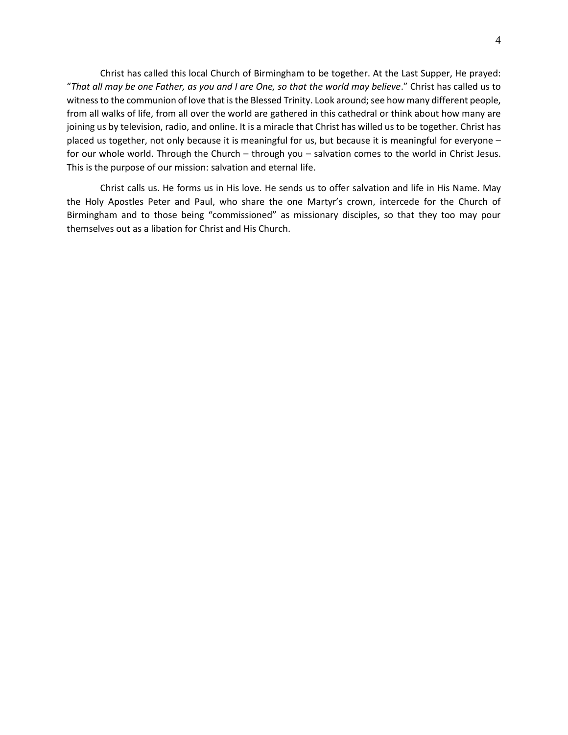Christ has called this local Church of Birmingham to be together. At the Last Supper, He prayed: "*That all may be one Father, as you and I are One, so that the world may believe*." Christ has called us to witness to the communion of love that is the Blessed Trinity. Look around; see how many different people, from all walks of life, from all over the world are gathered in this cathedral or think about how many are joining us by television, radio, and online. It is a miracle that Christ has willed us to be together. Christ has placed us together, not only because it is meaningful for us, but because it is meaningful for everyone – for our whole world. Through the Church – through you – salvation comes to the world in Christ Jesus. This is the purpose of our mission: salvation and eternal life.

Christ calls us. He forms us in His love. He sends us to offer salvation and life in His Name. May the Holy Apostles Peter and Paul, who share the one Martyr's crown, intercede for the Church of Birmingham and to those being "commissioned" as missionary disciples, so that they too may pour themselves out as a libation for Christ and His Church.